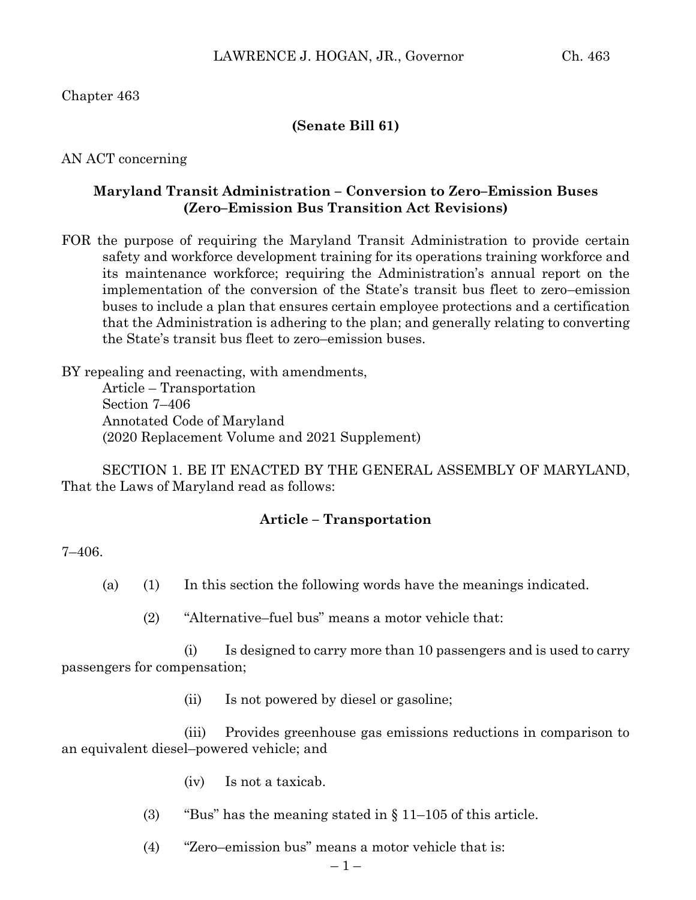Chapter 463

**(Senate Bill 61)**

AN ACT concerning

**Maryland Transit Administration – Conversion to Zero–Emission Buses (Zero–Emission Bus Transition Act Revisions)**

FOR the purpose of requiring the Maryland Transit Administration to provide certain safety and workforce development training for its operations training workforce and its maintenance workforce; requiring the Administration's annual report on the implementation of the conversion of the State's transit bus fleet to zero–emission buses to include a plan that ensures certain employee protections and a certification that the Administration is adhering to the plan; and generally relating to converting the State's transit bus fleet to zero–emission buses.

BY repealing and reenacting, with amendments,
Article – Transportation
Section 7–406
Annotated Code of Maryland
(2020 Replacement Volume and 2021 Supplement)

SECTION 1. BE IT ENACTED BY THE GENERAL ASSEMBLY OF MARYLAND, That the Laws of Maryland read as follows:

**Article – Transportation**

7–406.

(a) (1) In this section the following words have the meanings indicated.

(2) "Alternative–fuel bus" means a motor vehicle that:

(i) Is designed to carry more than 10 passengers and is used to carry passengers for compensation;

(ii) Is not powered by diesel or gasoline;

(iii) Provides greenhouse gas emissions reductions in comparison to an equivalent diesel–powered vehicle; and

(iv) Is not a taxicab.

(3) "Bus" has the meaning stated in § 11–105 of this article.

(4) "Zero–emission bus" means a motor vehicle that is: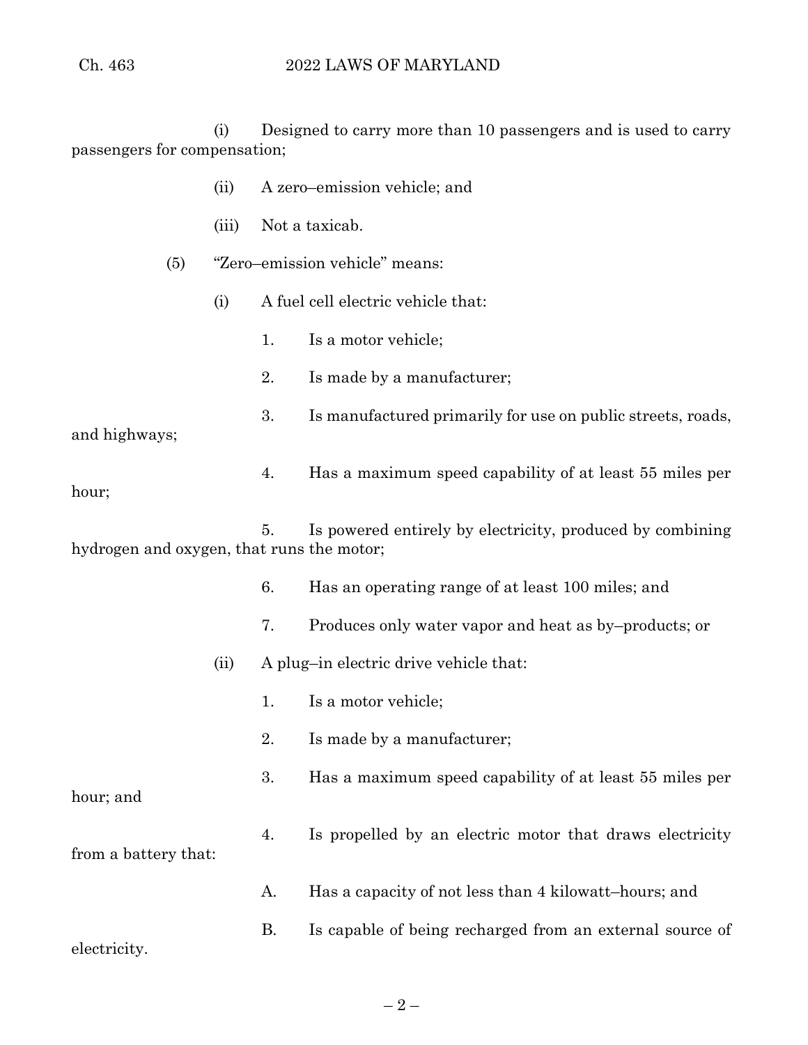(i) Designed to carry more than 10 passengers and is used to carry passengers for compensation;

(ii) A zero–emission vehicle; and

(iii) Not a taxicab.

(5) "Zero–emission vehicle" means:

(i) A fuel cell electric vehicle that:

1. Is a motor vehicle;

2. Is made by a manufacturer;

3. Is manufactured primarily for use on public streets, roads, and highways;

4. Has a maximum speed capability of at least 55 miles per hour;

5. Is powered entirely by electricity, produced by combining hydrogen and oxygen, that runs the motor;

6. Has an operating range of at least 100 miles; and

7. Produces only water vapor and heat as by–products; or

(ii) A plug–in electric drive vehicle that:

1. Is a motor vehicle;

2. Is made by a manufacturer;

3. Has a maximum speed capability of at least 55 miles per hour; and

4. Is propelled by an electric motor that draws electricity from a battery that:

A. Has a capacity of not less than 4 kilowatt–hours; and

B. Is capable of being recharged from an external source of electricity.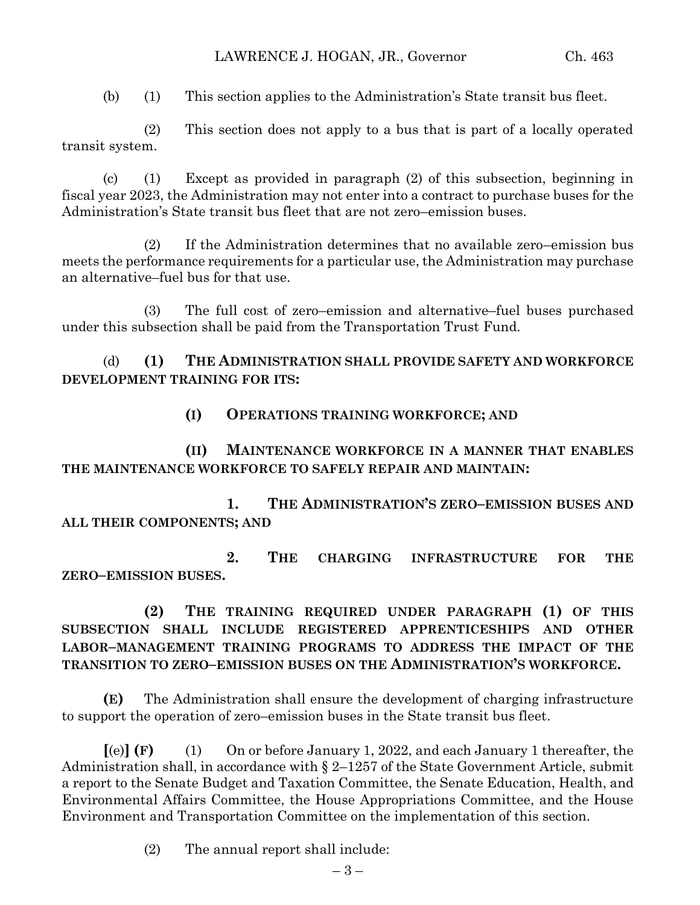(b) (1) This section applies to the Administration's State transit bus fleet.

(2) This section does not apply to a bus that is part of a locally operated transit system.

(c) (1) Except as provided in paragraph (2) of this subsection, beginning in fiscal year 2023, the Administration may not enter into a contract to purchase buses for the Administration's State transit bus fleet that are not zero–emission buses.

(2) If the Administration determines that no available zero–emission bus meets the performance requirements for a particular use, the Administration may purchase an alternative–fuel bus for that use.

(3) The full cost of zero–emission and alternative–fuel buses purchased under this subsection shall be paid from the Transportation Trust Fund.

(d) **(1) THE ADMINISTRATION SHALL PROVIDE SAFETY AND WORKFORCE DEVELOPMENT TRAINING FOR ITS:**

**(I) OPERATIONS TRAINING WORKFORCE; AND**

**(II) MAINTENANCE WORKFORCE IN A MANNER THAT ENABLES THE MAINTENANCE WORKFORCE TO SAFELY REPAIR AND MAINTAIN:**

**1. THE ADMINISTRATION'S ZERO–EMISSION BUSES AND ALL THEIR COMPONENTS; AND**

**2. THE CHARGING INFRASTRUCTURE FOR THE ZERO–EMISSION BUSES.**

**(2) THE TRAINING REQUIRED UNDER PARAGRAPH (1) OF THIS SUBSECTION SHALL INCLUDE REGISTERED APPRENTICESHIPS AND OTHER LABOR–MANAGEMENT TRAINING PROGRAMS TO ADDRESS THE IMPACT OF THE TRANSITION TO ZERO–EMISSION BUSES ON THE ADMINISTRATION'S WORKFORCE.**

**(E)** The Administration shall ensure the development of charging infrastructure to support the operation of zero–emission buses in the State transit bus fleet.

**[**(e)**] (F)** (1) On or before January 1, 2022, and each January 1 thereafter, the Administration shall, in accordance with § 2–1257 of the State Government Article, submit a report to the Senate Budget and Taxation Committee, the Senate Education, Health, and Environmental Affairs Committee, the House Appropriations Committee, and the House Environment and Transportation Committee on the implementation of this section.

(2) The annual report shall include: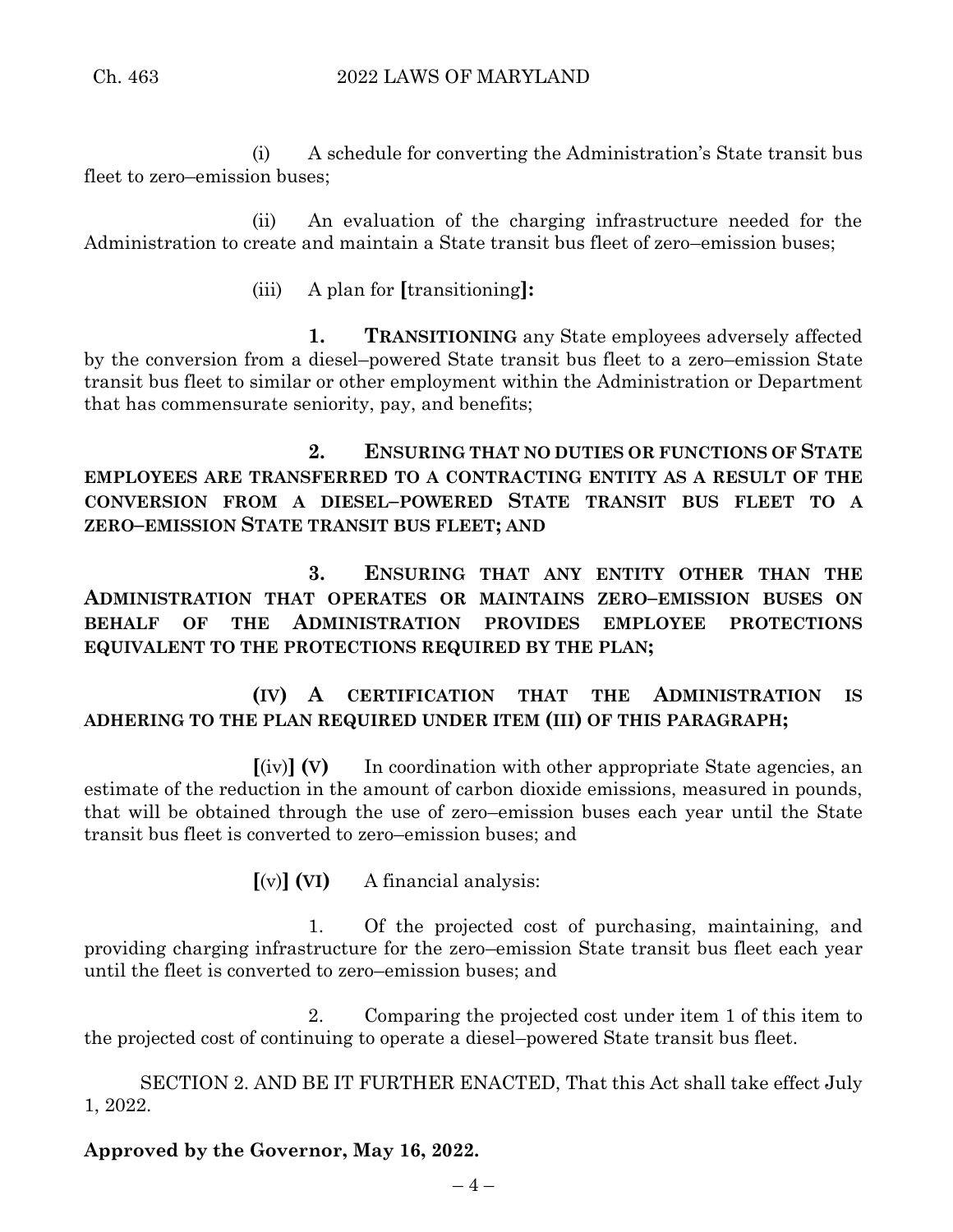(i) A schedule for converting the Administration's State transit bus fleet to zero–emission buses;

(ii) An evaluation of the charging infrastructure needed for the Administration to create and maintain a State transit bus fleet of zero–emission buses;

(iii) A plan for **[**transitioning**]:**

**1. TRANSITIONING** any State employees adversely affected by the conversion from a diesel–powered State transit bus fleet to a zero–emission State transit bus fleet to similar or other employment within the Administration or Department that has commensurate seniority, pay, and benefits;

**2. ENSURING THAT NO DUTIES OR FUNCTIONS OF STATE EMPLOYEES ARE TRANSFERRED TO A CONTRACTING ENTITY AS A RESULT OF THE CONVERSION FROM A DIESEL–POWERED STATE TRANSIT BUS FLEET TO A ZERO–EMISSION STATE TRANSIT BUS FLEET; AND**

**3. ENSURING THAT ANY ENTITY OTHER THAN THE ADMINISTRATION THAT OPERATES OR MAINTAINS ZERO–EMISSION BUSES ON BEHALF OF THE ADMINISTRATION PROVIDES EMPLOYEE PROTECTIONS EQUIVALENT TO THE PROTECTIONS REQUIRED BY THE PLAN;**

**(IV) A CERTIFICATION THAT THE ADMINISTRATION IS ADHERING TO THE PLAN REQUIRED UNDER ITEM (III) OF THIS PARAGRAPH;**

**[**(iv)**] (V)** In coordination with other appropriate State agencies, an estimate of the reduction in the amount of carbon dioxide emissions, measured in pounds, that will be obtained through the use of zero–emission buses each year until the State transit bus fleet is converted to zero–emission buses; and

**[**(v)**] (VI)** A financial analysis:

1. Of the projected cost of purchasing, maintaining, and providing charging infrastructure for the zero–emission State transit bus fleet each year until the fleet is converted to zero–emission buses; and

2. Comparing the projected cost under item 1 of this item to the projected cost of continuing to operate a diesel–powered State transit bus fleet.

SECTION 2. AND BE IT FURTHER ENACTED, That this Act shall take effect July 1, 2022.

**Approved by the Governor, May 16, 2022.**